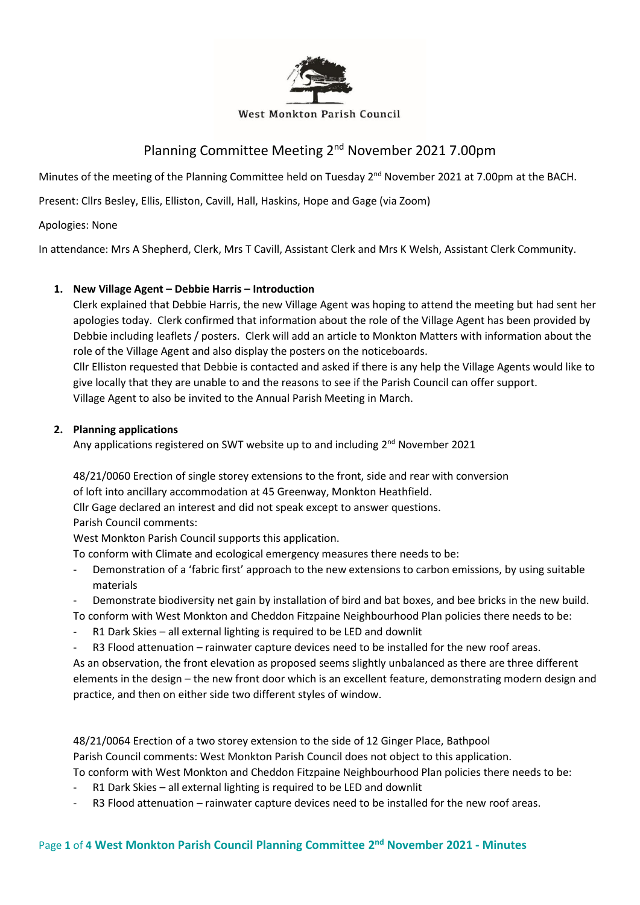West Monkton Parish Council

# Planning Committee Meeting 2nd November 2021 7.00pm

Minutes of the meeting of the Planning Committee held on Tuesday 2nd November 2021 at 7.00pm at the BACH.

Present: Cllrs Besley, Ellis, Elliston, Cavill, Hall, Haskins, Hope and Gage (via Zoom)

Apologies: None

In attendance: Mrs A Shepherd, Clerk, Mrs T Cavill, Assistant Clerk and Mrs K Welsh, Assistant Clerk Community.

1. **New Village Agent – Debbie Harris – Introduction**

   Clerk explained that Debbie Harris, the new Village Agent was hoping to attend the meeting but had sent her apologies today. Clerk confirmed that information about the role of the Village Agent has been provided by Debbie including leaflets / posters. Clerk will add an article to Monkton Matters with information about the role of the Village Agent and also display the posters on the noticeboards.

   Cllr Elliston requested that Debbie is contacted and asked if there is any help the Village Agents would like to give locally that they are unable to and the reasons to see if the Parish Council can offer support.

   Village Agent to also be invited to the Annual Parish Meeting in March.

2. **Planning applications**

   Any applications registered on SWT website up to and including 2nd November 2021

   48/21/0060 Erection of single storey extensions to the front, side and rear with conversion of loft into ancillary accommodation at 45 Greenway, Monkton Heathfield.

   Cllr Gage declared an interest and did not speak except to answer questions.

   Parish Council comments:

   West Monkton Parish Council supports this application.

   To conform with Climate and ecological emergency measures there needs to be:

   - Demonstration of a 'fabric first' approach to the new extensions to carbon emissions, by using suitable materials
   - Demonstrate biodiversity net gain by installation of bird and bat boxes, and bee bricks in the new build.

   To conform with West Monkton and Cheddon Fitzpaine Neighbourhood Plan policies there needs to be:

   - R1 Dark Skies – all external lighting is required to be LED and downlit
   - R3 Flood attenuation – rainwater capture devices need to be installed for the new roof areas.

   As an observation, the front elevation as proposed seems slightly unbalanced as there are three different elements in the design – the new front door which is an excellent feature, demonstrating modern design and practice, and then on either side two different styles of window.

   48/21/0064 Erection of a two storey extension to the side of 12 Ginger Place, Bathpool

   Parish Council comments: West Monkton Parish Council does not object to this application.

   To conform with West Monkton and Cheddon Fitzpaine Neighbourhood Plan policies there needs to be:

   - R1 Dark Skies – all external lighting is required to be LED and downlit
   - R3 Flood attenuation – rainwater capture devices need to be installed for the new roof areas.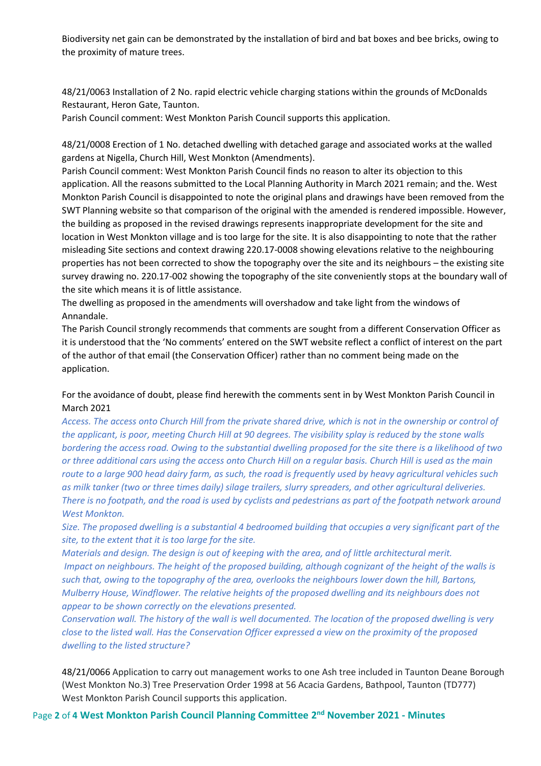Biodiversity net gain can be demonstrated by the installation of bird and bat boxes and bee bricks, owing to the proximity of mature trees.

48/21/0063 Installation of 2 No. rapid electric vehicle charging stations within the grounds of McDonalds Restaurant, Heron Gate, Taunton.
Parish Council comment: West Monkton Parish Council supports this application.

48/21/0008 Erection of 1 No. detached dwelling with detached garage and associated works at the walled gardens at Nigella, Church Hill, West Monkton (Amendments).
Parish Council comment: West Monkton Parish Council finds no reason to alter its objection to this application. All the reasons submitted to the Local Planning Authority in March 2021 remain; and the. West Monkton Parish Council is disappointed to note the original plans and drawings have been removed from the SWT Planning website so that comparison of the original with the amended is rendered impossible. However, the building as proposed in the revised drawings represents inappropriate development for the site and location in West Monkton village and is too large for the site. It is also disappointing to note that the rather misleading Site sections and context drawing 220.17-0008 showing elevations relative to the neighbouring properties has not been corrected to show the topography over the site and its neighbours – the existing site survey drawing no. 220.17-002 showing the topography of the site conveniently stops at the boundary wall of the site which means it is of little assistance.
The dwelling as proposed in the amendments will overshadow and take light from the windows of Annandale.
The Parish Council strongly recommends that comments are sought from a different Conservation Officer as it is understood that the 'No comments' entered on the SWT website reflect a conflict of interest on the part of the author of that email (the Conservation Officer) rather than no comment being made on the application.

For the avoidance of doubt, please find herewith the comments sent in by West Monkton Parish Council in March 2021

*Access. The access onto Church Hill from the private shared drive, which is not in the ownership or control of the applicant, is poor, meeting Church Hill at 90 degrees. The visibility splay is reduced by the stone walls bordering the access road. Owing to the substantial dwelling proposed for the site there is a likelihood of two or three additional cars using the access onto Church Hill on a regular basis. Church Hill is used as the main route to a large 900 head dairy farm, as such, the road is frequently used by heavy agricultural vehicles such as milk tanker (two or three times daily) silage trailers, slurry spreaders, and other agricultural deliveries. There is no footpath, and the road is used by cyclists and pedestrians as part of the footpath network around West Monkton.*

*Size. The proposed dwelling is a substantial 4 bedroomed building that occupies a very significant part of the site, to the extent that it is too large for the site.*

*Materials and design. The design is out of keeping with the area, and of little architectural merit.*

*Impact on neighbours. The height of the proposed building, although cognizant of the height of the walls is such that, owing to the topography of the area, overlooks the neighbours lower down the hill, Bartons, Mulberry House, Windflower. The relative heights of the proposed dwelling and its neighbours does not appear to be shown correctly on the elevations presented.*

*Conservation wall. The history of the wall is well documented. The location of the proposed dwelling is very close to the listed wall. Has the Conservation Officer expressed a view on the proximity of the proposed dwelling to the listed structure?*

48/21/0066 Application to carry out management works to one Ash tree included in Taunton Deane Borough (West Monkton No.3) Tree Preservation Order 1998 at 56 Acacia Gardens, Bathpool, Taunton (TD777)
West Monkton Parish Council supports this application.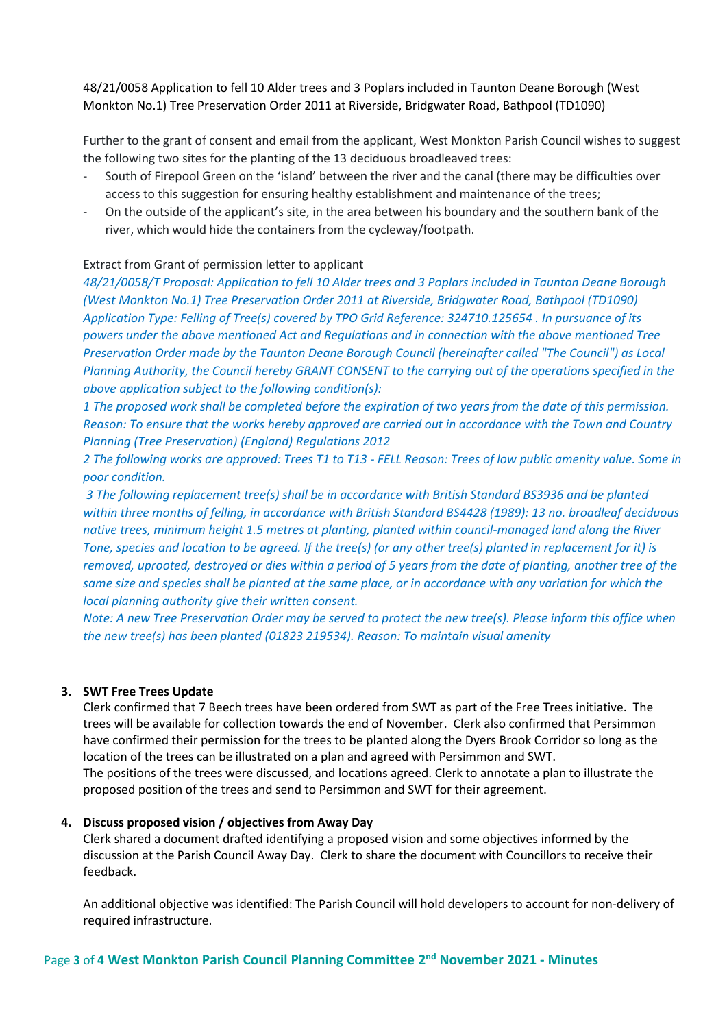48/21/0058 Application to fell 10 Alder trees and 3 Poplars included in Taunton Deane Borough (West Monkton No.1) Tree Preservation Order 2011 at Riverside, Bridgwater Road, Bathpool (TD1090)

Further to the grant of consent and email from the applicant, West Monkton Parish Council wishes to suggest the following two sites for the planting of the 13 deciduous broadleaved trees:

- South of Firepool Green on the 'island' between the river and the canal (there may be difficulties over access to this suggestion for ensuring healthy establishment and maintenance of the trees;
- On the outside of the applicant's site, in the area between his boundary and the southern bank of the river, which would hide the containers from the cycleway/footpath.

Extract from Grant of permission letter to applicant

*48/21/0058/T Proposal: Application to fell 10 Alder trees and 3 Poplars included in Taunton Deane Borough (West Monkton No.1) Tree Preservation Order 2011 at Riverside, Bridgwater Road, Bathpool (TD1090) Application Type: Felling of Tree(s) covered by TPO Grid Reference: 324710.125654 . In pursuance of its powers under the above mentioned Act and Regulations and in connection with the above mentioned Tree Preservation Order made by the Taunton Deane Borough Council (hereinafter called "The Council") as Local Planning Authority, the Council hereby GRANT CONSENT to the carrying out of the operations specified in the above application subject to the following condition(s):*

*1 The proposed work shall be completed before the expiration of two years from the date of this permission. Reason: To ensure that the works hereby approved are carried out in accordance with the Town and Country Planning (Tree Preservation) (England) Regulations 2012*

*2 The following works are approved: Trees T1 to T13 - FELL Reason: Trees of low public amenity value. Some in poor condition.*

*3 The following replacement tree(s) shall be in accordance with British Standard BS3936 and be planted within three months of felling, in accordance with British Standard BS4428 (1989): 13 no. broadleaf deciduous native trees, minimum height 1.5 metres at planting, planted within council-managed land along the River Tone, species and location to be agreed. If the tree(s) (or any other tree(s) planted in replacement for it) is removed, uprooted, destroyed or dies within a period of 5 years from the date of planting, another tree of the same size and species shall be planted at the same place, or in accordance with any variation for which the local planning authority give their written consent.*

*Note: A new Tree Preservation Order may be served to protect the new tree(s). Please inform this office when the new tree(s) has been planted (01823 219534). Reason: To maintain visual amenity*

### 3. SWT Free Trees Update

Clerk confirmed that 7 Beech trees have been ordered from SWT as part of the Free Trees initiative. The trees will be available for collection towards the end of November. Clerk also confirmed that Persimmon have confirmed their permission for the trees to be planted along the Dyers Brook Corridor so long as the location of the trees can be illustrated on a plan and agreed with Persimmon and SWT.

The positions of the trees were discussed, and locations agreed. Clerk to annotate a plan to illustrate the proposed position of the trees and send to Persimmon and SWT for their agreement.

### 4. Discuss proposed vision / objectives from Away Day

Clerk shared a document drafted identifying a proposed vision and some objectives informed by the discussion at the Parish Council Away Day. Clerk to share the document with Councillors to receive their feedback.

An additional objective was identified: The Parish Council will hold developers to account for non-delivery of required infrastructure.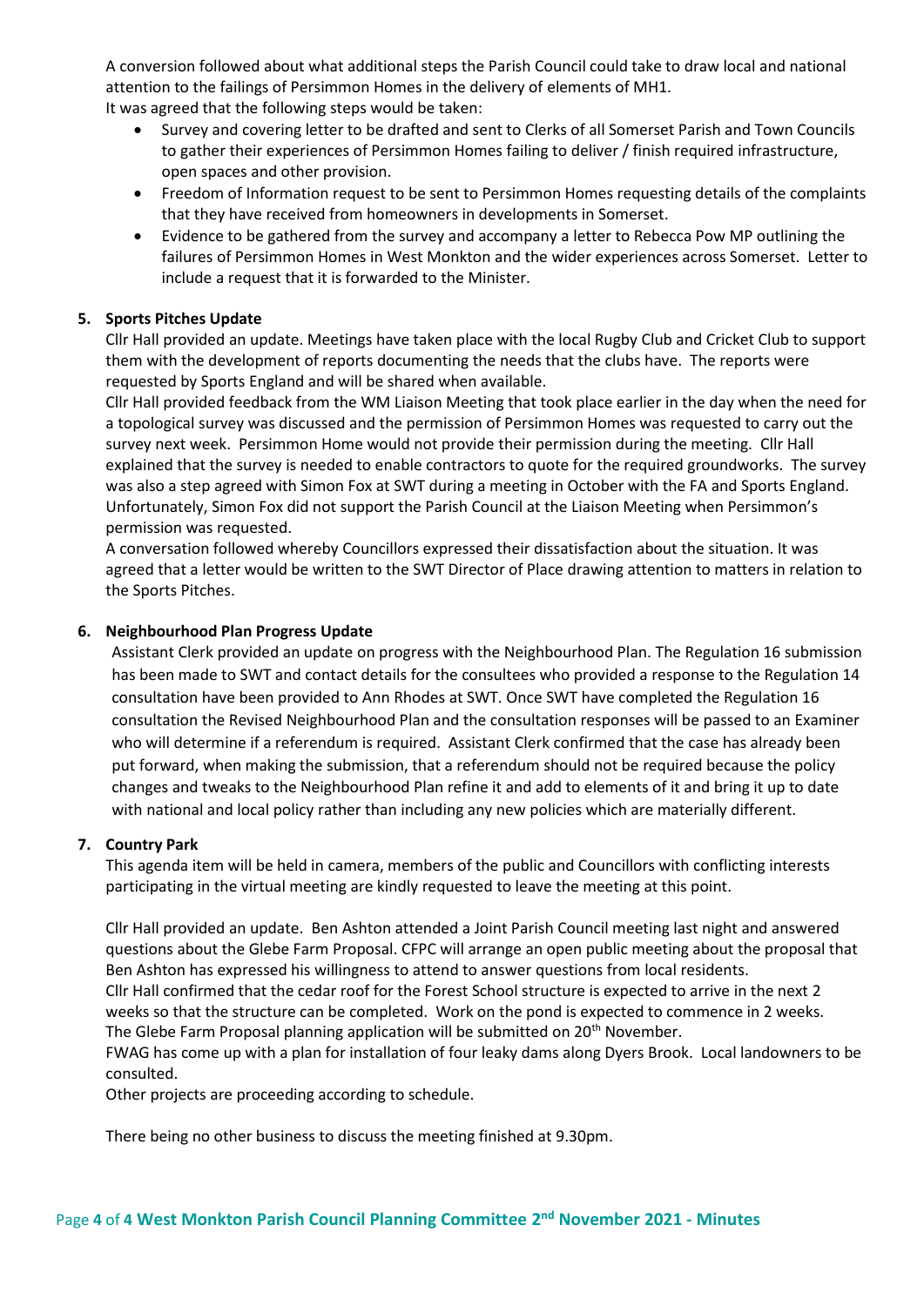A conversion followed about what additional steps the Parish Council could take to draw local and national attention to the failings of Persimmon Homes in the delivery of elements of MH1.
It was agreed that the following steps would be taken:

- Survey and covering letter to be drafted and sent to Clerks of all Somerset Parish and Town Councils to gather their experiences of Persimmon Homes failing to deliver / finish required infrastructure, open spaces and other provision.
- Freedom of Information request to be sent to Persimmon Homes requesting details of the complaints that they have received from homeowners in developments in Somerset.
- Evidence to be gathered from the survey and accompany a letter to Rebecca Pow MP outlining the failures of Persimmon Homes in West Monkton and the wider experiences across Somerset. Letter to include a request that it is forwarded to the Minister.

## 5. Sports Pitches Update

Cllr Hall provided an update. Meetings have taken place with the local Rugby Club and Cricket Club to support them with the development of reports documenting the needs that the clubs have. The reports were requested by Sports England and will be shared when available.

Cllr Hall provided feedback from the WM Liaison Meeting that took place earlier in the day when the need for a topological survey was discussed and the permission of Persimmon Homes was requested to carry out the survey next week. Persimmon Home would not provide their permission during the meeting. Cllr Hall explained that the survey is needed to enable contractors to quote for the required groundworks. The survey was also a step agreed with Simon Fox at SWT during a meeting in October with the FA and Sports England. Unfortunately, Simon Fox did not support the Parish Council at the Liaison Meeting when Persimmon's permission was requested.

A conversation followed whereby Councillors expressed their dissatisfaction about the situation. It was agreed that a letter would be written to the SWT Director of Place drawing attention to matters in relation to the Sports Pitches.

## 6. Neighbourhood Plan Progress Update

Assistant Clerk provided an update on progress with the Neighbourhood Plan. The Regulation 16 submission has been made to SWT and contact details for the consultees who provided a response to the Regulation 14 consultation have been provided to Ann Rhodes at SWT. Once SWT have completed the Regulation 16 consultation the Revised Neighbourhood Plan and the consultation responses will be passed to an Examiner who will determine if a referendum is required. Assistant Clerk confirmed that the case has already been put forward, when making the submission, that a referendum should not be required because the policy changes and tweaks to the Neighbourhood Plan refine it and add to elements of it and bring it up to date with national and local policy rather than including any new policies which are materially different.

## 7. Country Park

This agenda item will be held in camera, members of the public and Councillors with conflicting interests participating in the virtual meeting are kindly requested to leave the meeting at this point.

Cllr Hall provided an update. Ben Ashton attended a Joint Parish Council meeting last night and answered questions about the Glebe Farm Proposal. CFPC will arrange an open public meeting about the proposal that Ben Ashton has expressed his willingness to attend to answer questions from local residents.

Cllr Hall confirmed that the cedar roof for the Forest School structure is expected to arrive in the next 2 weeks so that the structure can be completed. Work on the pond is expected to commence in 2 weeks.

The Glebe Farm Proposal planning application will be submitted on 20th November.

FWAG has come up with a plan for installation of four leaky dams along Dyers Brook. Local landowners to be consulted.

Other projects are proceeding according to schedule.

There being no other business to discuss the meeting finished at 9.30pm.